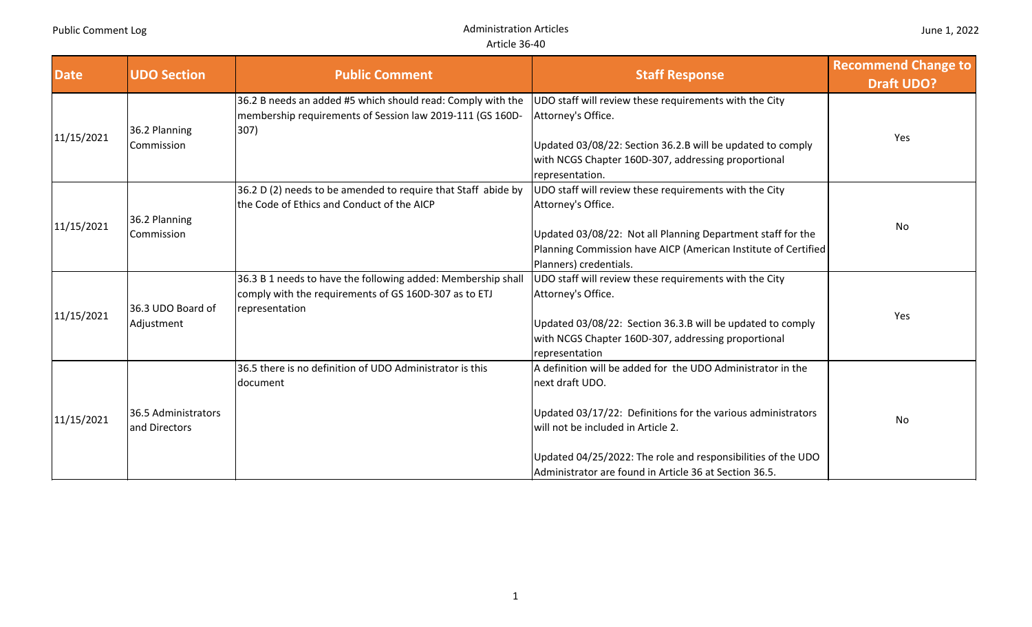| Date | UDO Section | Public Comment | Staff Response | Recommend Change to Draft UDO? |
|---|---|---|---|---|
| 11/15/2021 | 36.2 Planning Commission | 36.2 B needs an added #5 which should read: Comply with the membership requirements of Session law 2019-111 (GS 160D-307) | UDO staff will review these requirements with the City Attorney's Office.<br><br>Updated 03/08/22: Section 36.2.B will be updated to comply with NCGS Chapter 160D-307, addressing proportional representation. | Yes |
| 11/15/2021 | 36.2 Planning Commission | 36.2 D (2) needs to be amended to require that Staff abide by the Code of Ethics and Conduct of the AICP | UDO staff will review these requirements with the City Attorney's Office.<br><br>Updated 03/08/22: Not all Planning Department staff for the Planning Commission have AICP (American Institute of Certified Planners) credentials. | No |
| 11/15/2021 | 36.3 UDO Board of Adjustment | 36.3 B 1 needs to have the following added: Membership shall comply with the requirements of GS 160D-307 as to ETJ representation | UDO staff will review these requirements with the City Attorney's Office.<br><br>Updated 03/08/22: Section 36.3.B will be updated to comply with NCGS Chapter 160D-307, addressing proportional representation | Yes |
| 11/15/2021 | 36.5 Administrators and Directors | 36.5 there is no definition of UDO Administrator is this document | A definition will be added for the UDO Administrator in the next draft UDO.<br><br>Updated 03/17/22: Definitions for the various administrators will not be included in Article 2.<br><br>Updated 04/25/2022: The role and responsibilities of the UDO Administrator are found in Article 36 at Section 36.5. | No |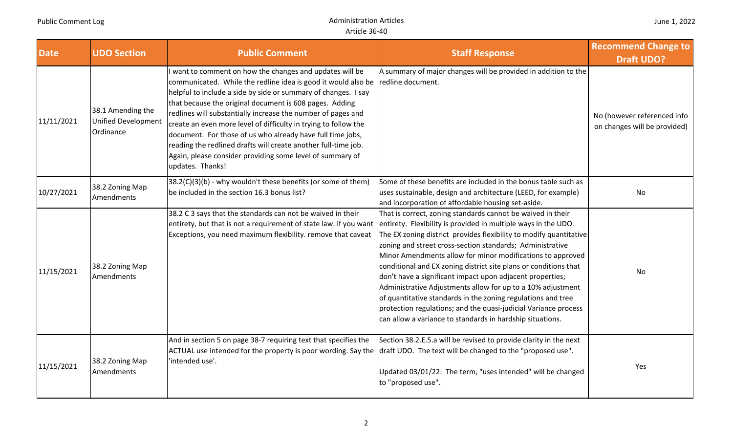| Date | UDO Section | Public Comment | Staff Response | Recommend Change to Draft UDO? |
| --- | --- | --- | --- | --- |
| 11/11/2021 | 38.1 Amending the Unified Development Ordinance | I want to comment on how the changes and updates will be communicated. While the redline idea is good it would also be helpful to include a side by side or summary of changes. I say that because the original document is 608 pages. Adding redlines will substantially increase the number of pages and create an even more level of difficulty in trying to follow the document. For those of us who already have full time jobs, reading the redlined drafts will create another full-time job. Again, please consider providing some level of summary of updates. Thanks! | A summary of major changes will be provided in addition to the redline document. | No (however referenced info on changes will be provided) |
| 10/27/2021 | 38.2 Zoning Map Amendments | 38.2(C)(3)(b) - why wouldn't these benefits (or some of them) be included in the section 16.3 bonus list? | Some of these benefits are included in the bonus table such as uses sustainable, design and architecture (LEED, for example) and incorporation of affordable housing set-aside. | No |
| 11/15/2021 | 38.2 Zoning Map Amendments | 38.2 C 3 says that the standards can not be waived in their entirety, but that is not a requirement of state law. if you want Exceptions, you need maximum flexibility. remove that caveat | That is correct, zoning standards cannot be waived in their entirety. Flexibility is provided in multiple ways in the UDO. The EX zoning district provides flexibility to modify quantitative zoning and street cross-section standards; Administrative Minor Amendments allow for minor modifications to approved conditional and EX zoning district site plans or conditions that don't have a significant impact upon adjacent properties; Administrative Adjustments allow for up to a 10% adjustment of quantitative standards in the zoning regulations and tree protection regulations; and the quasi-judicial Variance process can allow a variance to standards in hardship situations. | No |
| 11/15/2021 | 38.2 Zoning Map Amendments | And in section 5 on page 38-7 requiring text that specifies the ACTUAL use intended for the property is poor wording. Say the 'intended use'. | Section 38.2.E.5.a will be revised to provide clarity in the next draft UDO. The text will be changed to the "proposed use".<br><br>Updated 03/01/22: The term, "uses intended" will be changed to "proposed use". | Yes |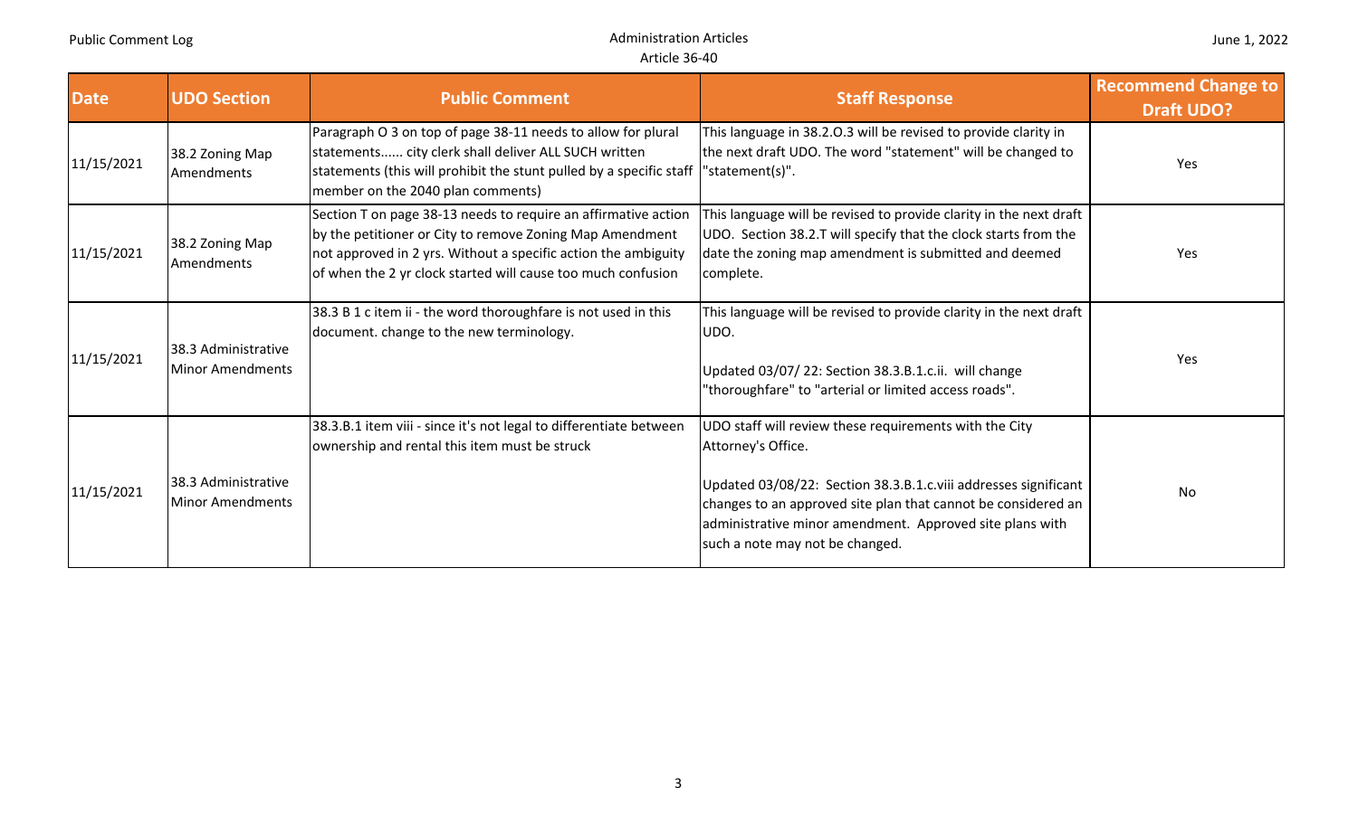| Date | UDO Section | Public Comment | Staff Response | Recommend Change to Draft UDO? |
|---|---|---|---|---|
| 11/15/2021 | 38.2 Zoning Map Amendments | Paragraph O 3 on top of page 38-11 needs to allow for plural statements...... city clerk shall deliver ALL SUCH written statements (this will prohibit the stunt pulled by a specific staff member on the 2040 plan comments) | This language in 38.2.O.3 will be revised to provide clarity in the next draft UDO. The word "statement" will be changed to "statement(s)". | Yes |
| 11/15/2021 | 38.2 Zoning Map Amendments | Section T on page 38-13 needs to require an affirmative action by the petitioner or City to remove Zoning Map Amendment not approved in 2 yrs. Without a specific action the ambiguity of when the 2 yr clock started will cause too much confusion | This language will be revised to provide clarity in the next draft UDO. Section 38.2.T will specify that the clock starts from the date the zoning map amendment is submitted and deemed complete. | Yes |
| 11/15/2021 | 38.3 Administrative Minor Amendments | 38.3 B 1 c item ii - the word thoroughfare is not used in this document. change to the new terminology. | This language will be revised to provide clarity in the next draft UDO.<br><br>Updated 03/07/ 22: Section 38.3.B.1.c.ii. will change "thoroughfare" to "arterial or limited access roads". | Yes |
| 11/15/2021 | 38.3 Administrative Minor Amendments | 38.3.B.1 item viii - since it's not legal to differentiate between ownership and rental this item must be struck | UDO staff will review these requirements with the City Attorney's Office.<br><br>Updated 03/08/22: Section 38.3.B.1.c.viii addresses significant changes to an approved site plan that cannot be considered an administrative minor amendment. Approved site plans with such a note may not be changed. | No |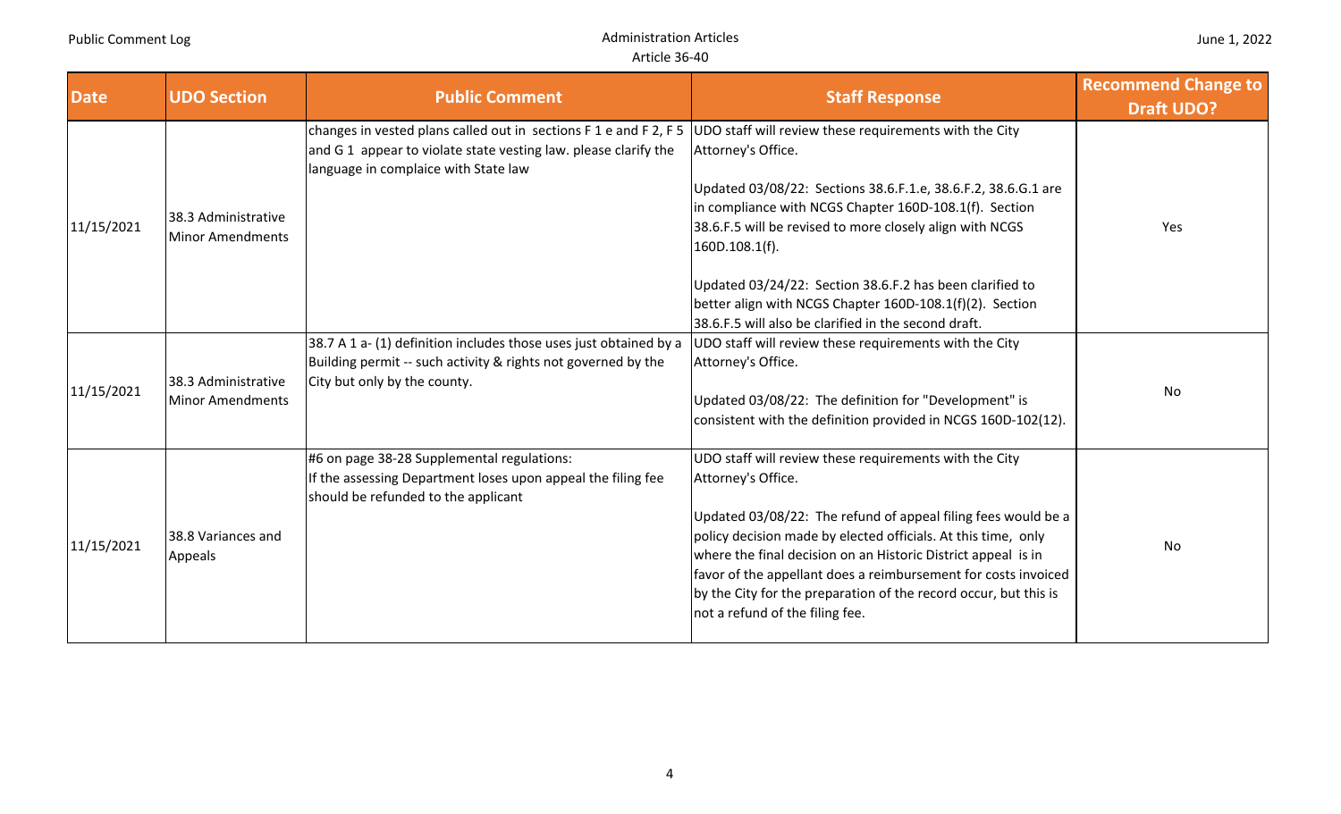| Date | UDO Section | Public Comment | Staff Response | Recommend Change to Draft UDO? |
|---|---|---|---|---|
| 11/15/2021 | 38.3 Administrative Minor Amendments | changes in vested plans called out in sections F 1 e and F 2, F 5 and G 1 appear to violate state vesting law. please clarify the language in complaice with State law | UDO staff will review these requirements with the City Attorney's Office.<br><br>Updated 03/08/22: Sections 38.6.F.1.e, 38.6.F.2, 38.6.G.1 are in compliance with NCGS Chapter 160D-108.1(f). Section 38.6.F.5 will be revised to more closely align with NCGS 160D.108.1(f).<br><br>Updated 03/24/22: Section 38.6.F.2 has been clarified to better align with NCGS Chapter 160D-108.1(f)(2). Section 38.6.F.5 will also be clarified in the second draft. | Yes |
| 11/15/2021 | 38.3 Administrative Minor Amendments | 38.7 A 1 a- (1) definition includes those uses just obtained by a Building permit -- such activity & rights not governed by the City but only by the county. | UDO staff will review these requirements with the City Attorney's Office.<br><br>Updated 03/08/22: The definition for "Development" is consistent with the definition provided in NCGS 160D-102(12). | No |
| 11/15/2021 | 38.8 Variances and Appeals | #6 on page 38-28 Supplemental regulations:<br>If the assessing Department loses upon appeal the filing fee should be refunded to the applicant | UDO staff will review these requirements with the City Attorney's Office.<br><br>Updated 03/08/22: The refund of appeal filing fees would be a policy decision made by elected officials. At this time, only where the final decision on an Historic District appeal is in favor of the appellant does a reimbursement for costs invoiced by the City for the preparation of the record occur, but this is not a refund of the filing fee. | No |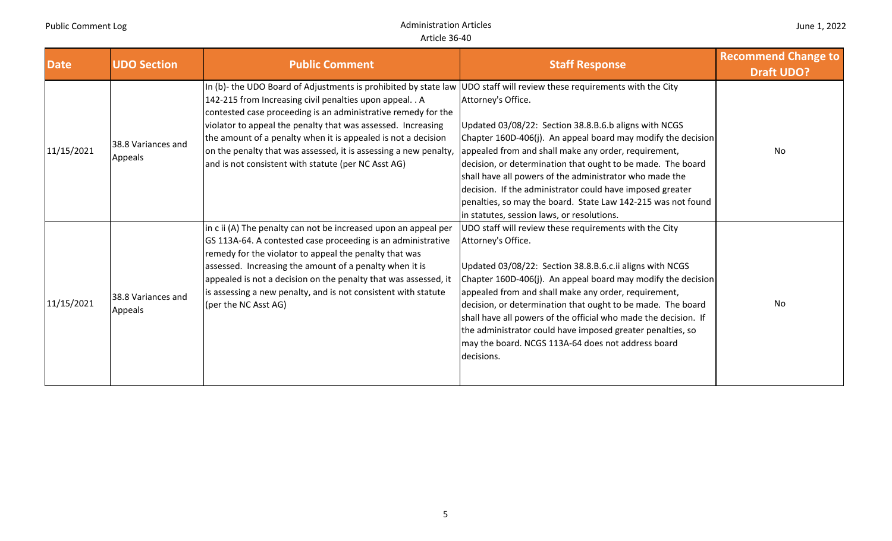| Date | UDO Section | Public Comment | Staff Response | Recommend Change to Draft UDO? |
|---|---|---|---|---|
| 11/15/2021 | 38.8 Variances and Appeals | In (b)- the UDO Board of Adjustments is prohibited by state law 142-215 from Increasing civil penalties upon appeal. . A contested case proceeding is an administrative remedy for the violator to appeal the penalty that was assessed. Increasing the amount of a penalty when it is appealed is not a decision on the penalty that was assessed, it is assessing a new penalty, and is not consistent with statute (per NC Asst AG) | UDO staff will review these requirements with the City Attorney's Office.<br><br>Updated 03/08/22: Section 38.8.B.6.b aligns with NCGS Chapter 160D-406(j). An appeal board may modify the decision appealed from and shall make any order, requirement, decision, or determination that ought to be made. The board shall have all powers of the administrator who made the decision. If the administrator could have imposed greater penalties, so may the board. State Law 142-215 was not found in statutes, session laws, or resolutions. | No |
| 11/15/2021 | 38.8 Variances and Appeals | in c ii (A) The penalty can not be increased upon an appeal per GS 113A-64. A contested case proceeding is an administrative remedy for the violator to appeal the penalty that was assessed. Increasing the amount of a penalty when it is appealed is not a decision on the penalty that was assessed, it is assessing a new penalty, and is not consistent with statute (per the NC Asst AG) | UDO staff will review these requirements with the City Attorney's Office.<br><br>Updated 03/08/22: Section 38.8.B.6.c.ii aligns with NCGS Chapter 160D-406(j). An appeal board may modify the decision appealed from and shall make any order, requirement, decision, or determination that ought to be made. The board shall have all powers of the official who made the decision. If the administrator could have imposed greater penalties, so may the board. NCGS 113A-64 does not address board decisions. | No |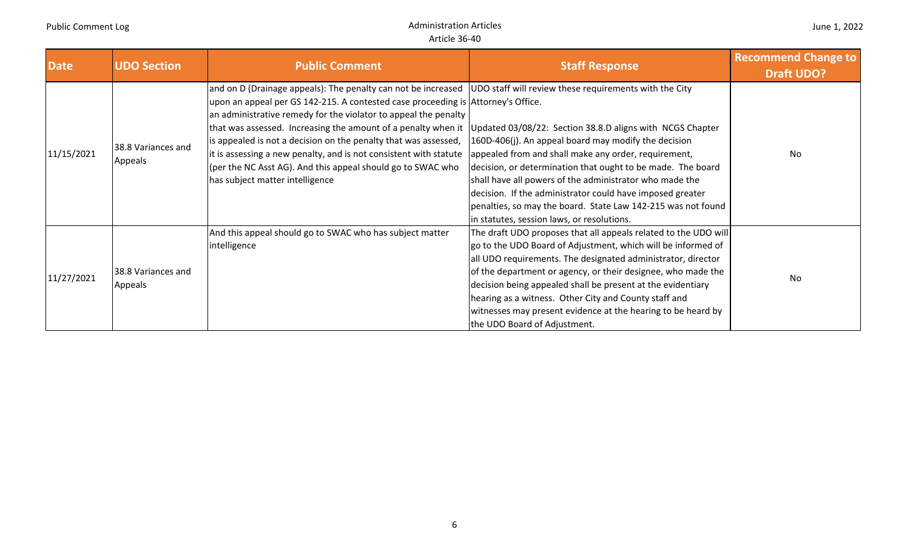| Date | UDO Section | Public Comment | Staff Response | Recommend Change to Draft UDO? |
|---|---|---|---|---|
| 11/15/2021 | 38.8 Variances and Appeals | and on D (Drainage appeals): The penalty can not be increased upon an appeal per GS 142-215. A contested case proceeding is an administrative remedy for the violator to appeal the penalty that was assessed. Increasing the amount of a penalty when it is appealed is not a decision on the penalty that was assessed, it is assessing a new penalty, and is not consistent with statute (per the NC Asst AG). And this appeal should go to SWAC who has subject matter intelligence | UDO staff will review these requirements with the City Attorney's Office.<br><br>Updated 03/08/22: Section 38.8.D aligns with NCGS Chapter 160D-406(j). An appeal board may modify the decision appealed from and shall make any order, requirement, decision, or determination that ought to be made. The board shall have all powers of the administrator who made the decision. If the administrator could have imposed greater penalties, so may the board. State Law 142-215 was not found in statutes, session laws, or resolutions. | No |
| 11/27/2021 | 38.8 Variances and Appeals | And this appeal should go to SWAC who has subject matter intelligence | The draft UDO proposes that all appeals related to the UDO will go to the UDO Board of Adjustment, which will be informed of all UDO requirements. The designated administrator, director of the department or agency, or their designee, who made the decision being appealed shall be present at the evidentiary hearing as a witness. Other City and County staff and witnesses may present evidence at the hearing to be heard by the UDO Board of Adjustment. | No |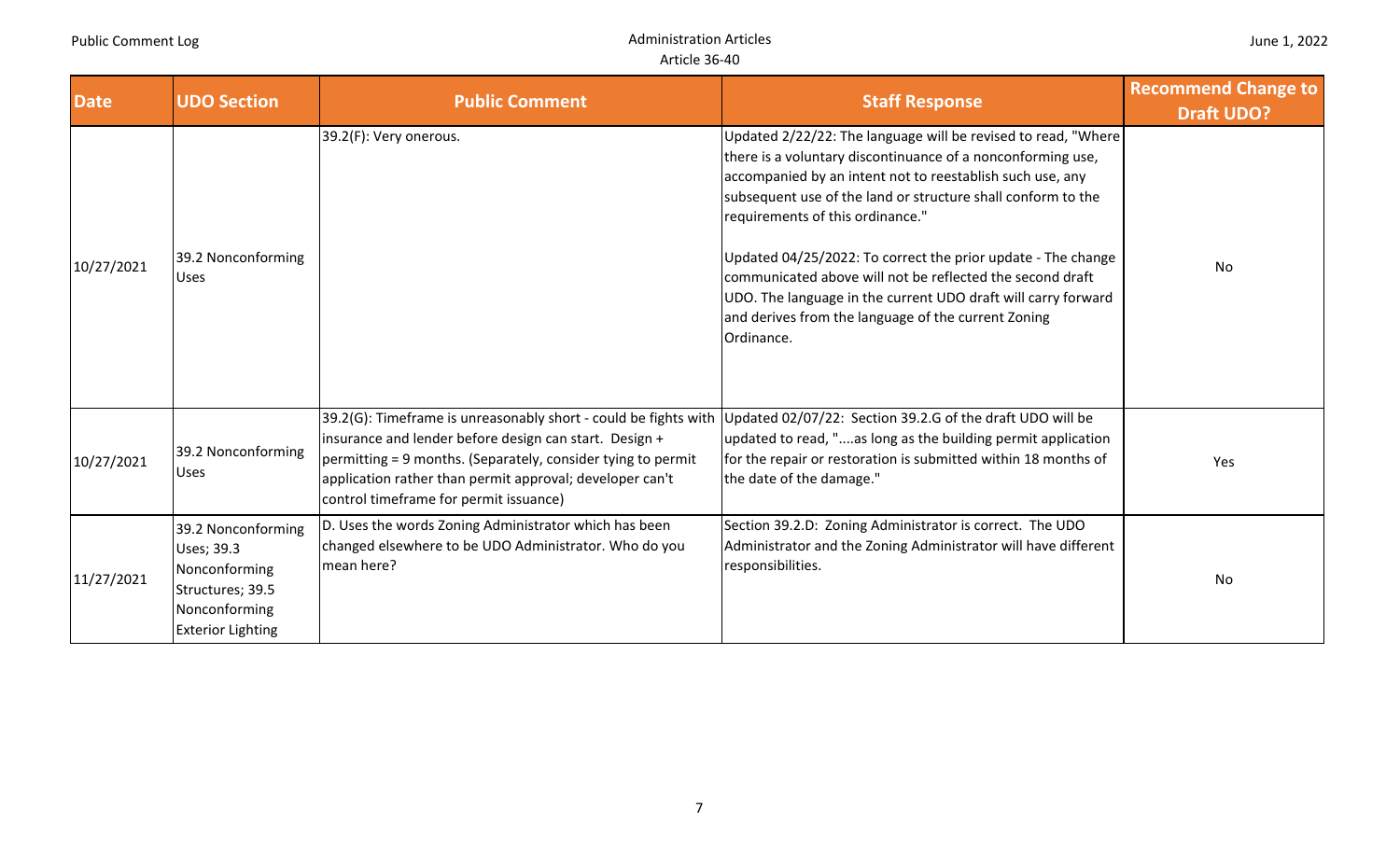| Date | UDO Section | Public Comment | Staff Response | Recommend Change to Draft UDO? |
|---|---|---|---|---|
| 10/27/2021 | 39.2 Nonconforming Uses | 39.2(F): Very onerous. | Updated 2/22/22: The language will be revised to read, "Where there is a voluntary discontinuance of a nonconforming use, accompanied by an intent not to reestablish such use, any subsequent use of the land or structure shall conform to the requirements of this ordinance."<br><br>Updated 04/25/2022: To correct the prior update - The change communicated above will not be reflected the second draft UDO. The language in the current UDO draft will carry forward and derives from the language of the current Zoning Ordinance. | No |
| 10/27/2021 | 39.2 Nonconforming Uses | 39.2(G): Timeframe is unreasonably short - could be fights with insurance and lender before design can start. Design + permitting = 9 months. (Separately, consider tying to permit application rather than permit approval; developer can't control timeframe for permit issuance) | Updated 02/07/22: Section 39.2.G of the draft UDO will be updated to read, "....as long as the building permit application for the repair or restoration is submitted within 18 months of the date of the damage." | Yes |
| 11/27/2021 | 39.2 Nonconforming Uses; 39.3 Nonconforming Structures; 39.5 Nonconforming Exterior Lighting | D. Uses the words Zoning Administrator which has been changed elsewhere to be UDO Administrator. Who do you mean here? | Section 39.2.D: Zoning Administrator is correct. The UDO Administrator and the Zoning Administrator will have different responsibilities. | No |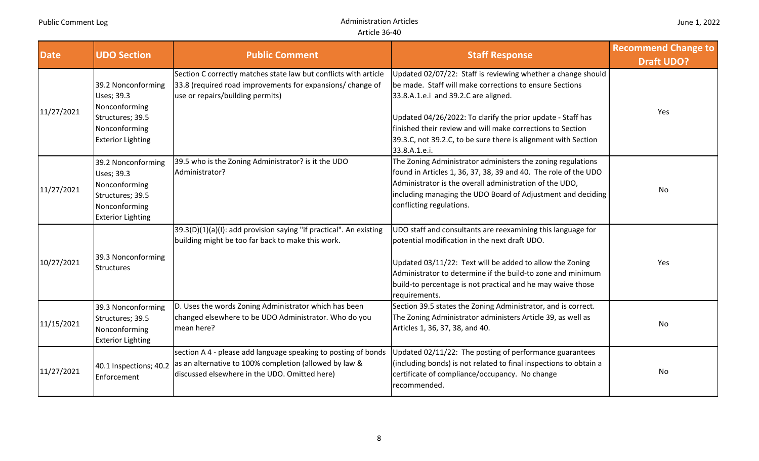| Date | UDO Section | Public Comment | Staff Response | Recommend Change to Draft UDO? |
|---|---|---|---|---|
| 11/27/2021 | 39.2 Nonconforming Uses; 39.3 Nonconforming Structures; 39.5 Nonconforming Exterior Lighting | Section C correctly matches state law but conflicts with article 33.8 (required road improvements for expansions/ change of use or repairs/building permits) | Updated 02/07/22: Staff is reviewing whether a change should be made. Staff will make corrections to ensure Sections 33.8.A.1.e.i and 39.2.C are aligned.<br><br>Updated 04/26/2022: To clarify the prior update - Staff has finished their review and will make corrections to Section 39.3.C, not 39.2.C, to be sure there is alignment with Section 33.8.A.1.e.i. | Yes |
| 11/27/2021 | 39.2 Nonconforming Uses; 39.3 Nonconforming Structures; 39.5 Nonconforming Exterior Lighting | 39.5 who is the Zoning Administrator? is it the UDO Administrator? | The Zoning Administrator administers the zoning regulations found in Articles 1, 36, 37, 38, 39 and 40. The role of the UDO Administrator is the overall administration of the UDO, including managing the UDO Board of Adjustment and deciding conflicting regulations. | No |
| 10/27/2021 | 39.3 Nonconforming Structures | 39.3(D)(1)(a)(I): add provision saying "if practical". An existing building might be too far back to make this work. | UDO staff and consultants are reexamining this language for potential modification in the next draft UDO.<br><br>Updated 03/11/22: Text will be added to allow the Zoning Administrator to determine if the build-to zone and minimum build-to percentage is not practical and he may waive those requirements. | Yes |
| 11/15/2021 | 39.3 Nonconforming Structures; 39.5 Nonconforming Exterior Lighting | D. Uses the words Zoning Administrator which has been changed elsewhere to be UDO Administrator. Who do you mean here? | Section 39.5 states the Zoning Administrator, and is correct. The Zoning Administrator administers Article 39, as well as Articles 1, 36, 37, 38, and 40. | No |
| 11/27/2021 | 40.1 Inspections; 40.2 Enforcement | section A 4 - please add language speaking to posting of bonds as an alternative to 100% completion (allowed by law & discussed elsewhere in the UDO. Omitted here) | Updated 02/11/22: The posting of performance guarantees (including bonds) is not related to final inspections to obtain a certificate of compliance/occupancy. No change recommended. | No |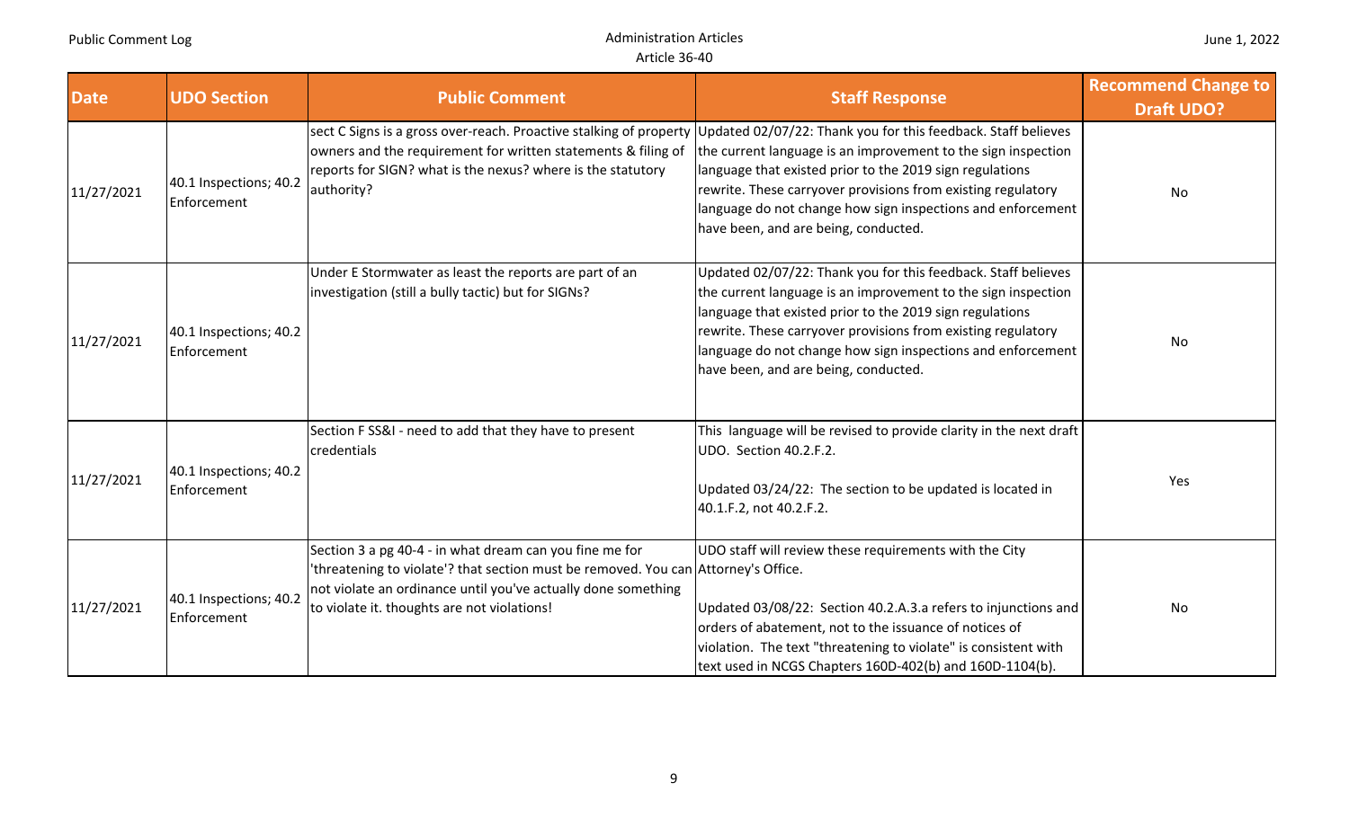| Date | UDO Section | Public Comment | Staff Response | Recommend Change to Draft UDO? |
|---|---|---|---|---|
| 11/27/2021 | 40.1 Inspections; 40.2 Enforcement | sect C Signs is a gross over-reach. Proactive stalking of property owners and the requirement for written statements & filing of reports for SIGN? what is the nexus? where is the statutory authority? | Updated 02/07/22: Thank you for this feedback. Staff believes the current language is an improvement to the sign inspection language that existed prior to the 2019 sign regulations rewrite. These carryover provisions from existing regulatory language do not change how sign inspections and enforcement have been, and are being, conducted. | No |
| 11/27/2021 | 40.1 Inspections; 40.2 Enforcement | Under E Stormwater as least the reports are part of an investigation (still a bully tactic) but for SIGNs? | Updated 02/07/22: Thank you for this feedback. Staff believes the current language is an improvement to the sign inspection language that existed prior to the 2019 sign regulations rewrite. These carryover provisions from existing regulatory language do not change how sign inspections and enforcement have been, and are being, conducted. | No |
| 11/27/2021 | 40.1 Inspections; 40.2 Enforcement | Section F SS&I - need to add that they have to present credentials | This language will be revised to provide clarity in the next draft UDO. Section 40.2.F.2.<br><br>Updated 03/24/22: The section to be updated is located in 40.1.F.2, not 40.2.F.2. | Yes |
| 11/27/2021 | 40.1 Inspections; 40.2 Enforcement | Section 3 a pg 40-4 - in what dream can you fine me for 'threatening to violate'? that section must be removed. You can not violate an ordinance until you've actually done something to violate it. thoughts are not violations! | UDO staff will review these requirements with the City Attorney's Office.<br><br>Updated 03/08/22: Section 40.2.A.3.a refers to injunctions and orders of abatement, not to the issuance of notices of violation. The text "threatening to violate" is consistent with text used in NCGS Chapters 160D-402(b) and 160D-1104(b). | No |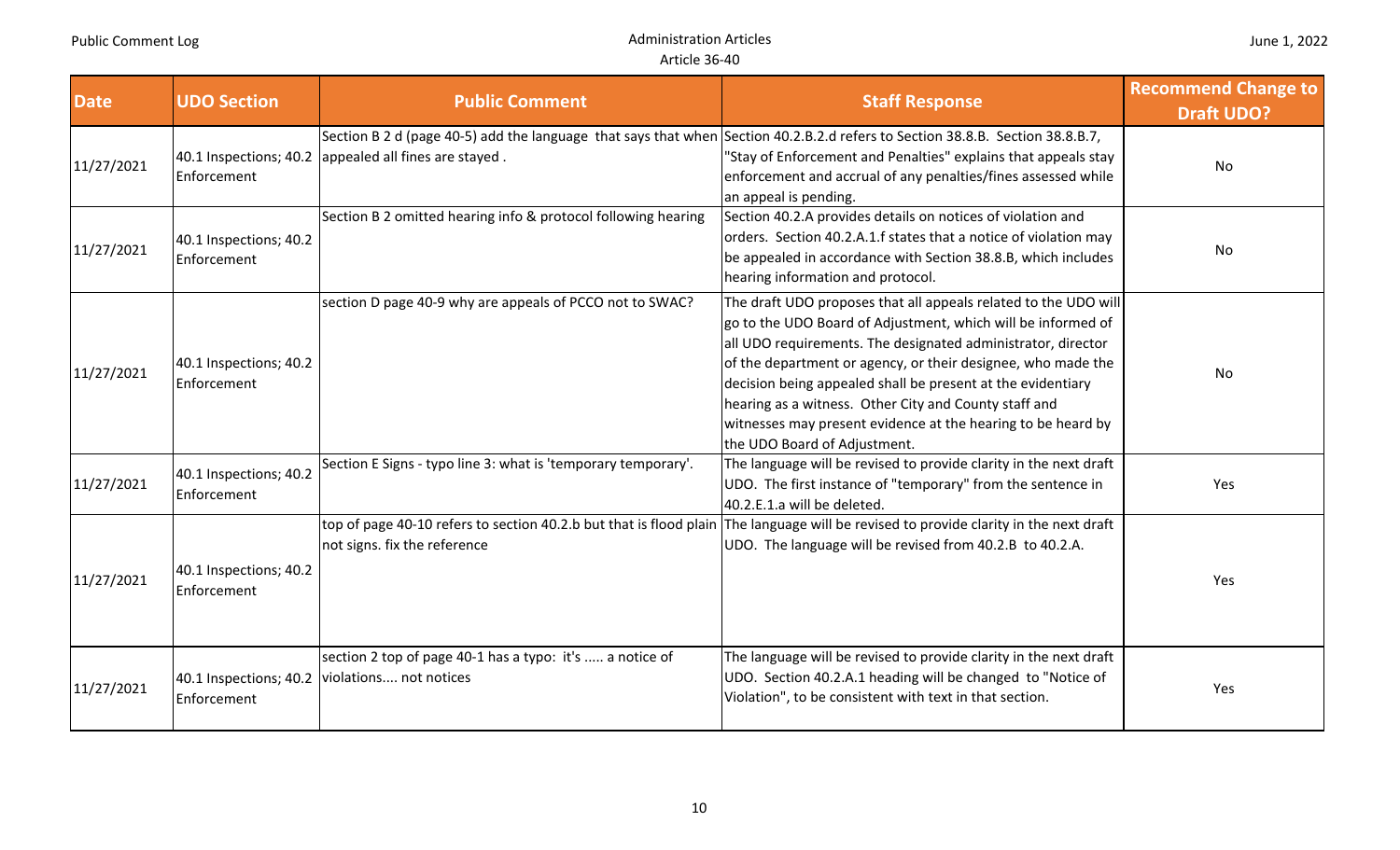| Date | UDO Section | Public Comment | Staff Response | Recommend Change to Draft UDO? |
|---|---|---|---|---|
| 11/27/2021 | 40.1 Inspections; 40.2 Enforcement | Section B 2 d (page 40-5) add the language that says that when appealed all fines are stayed . | Section 40.2.B.2.d refers to Section 38.8.B. Section 38.8.B.7, "Stay of Enforcement and Penalties" explains that appeals stay enforcement and accrual of any penalties/fines assessed while an appeal is pending. | No |
| 11/27/2021 | 40.1 Inspections; 40.2 Enforcement | Section B 2 omitted hearing info & protocol following hearing | Section 40.2.A provides details on notices of violation and orders. Section 40.2.A.1.f states that a notice of violation may be appealed in accordance with Section 38.8.B, which includes hearing information and protocol. | No |
| 11/27/2021 | 40.1 Inspections; 40.2 Enforcement | section D page 40-9 why are appeals of PCCO not to SWAC? | The draft UDO proposes that all appeals related to the UDO will go to the UDO Board of Adjustment, which will be informed of all UDO requirements. The designated administrator, director of the department or agency, or their designee, who made the decision being appealed shall be present at the evidentiary hearing as a witness. Other City and County staff and witnesses may present evidence at the hearing to be heard by the UDO Board of Adjustment. | No |
| 11/27/2021 | 40.1 Inspections; 40.2 Enforcement | Section E Signs - typo line 3: what is 'temporary temporary'. | The language will be revised to provide clarity in the next draft UDO. The first instance of "temporary" from the sentence in 40.2.E.1.a will be deleted. | Yes |
| 11/27/2021 | 40.1 Inspections; 40.2 Enforcement | top of page 40-10 refers to section 40.2.b but that is flood plain not signs. fix the reference | The language will be revised to provide clarity in the next draft UDO. The language will be revised from 40.2.B to 40.2.A. | Yes |
| 11/27/2021 | 40.1 Inspections; 40.2 Enforcement | section 2 top of page 40-1 has a typo: it's ..... a notice of violations.... not notices | The language will be revised to provide clarity in the next draft UDO. Section 40.2.A.1 heading will be changed to "Notice of Violation", to be consistent with text in that section. | Yes |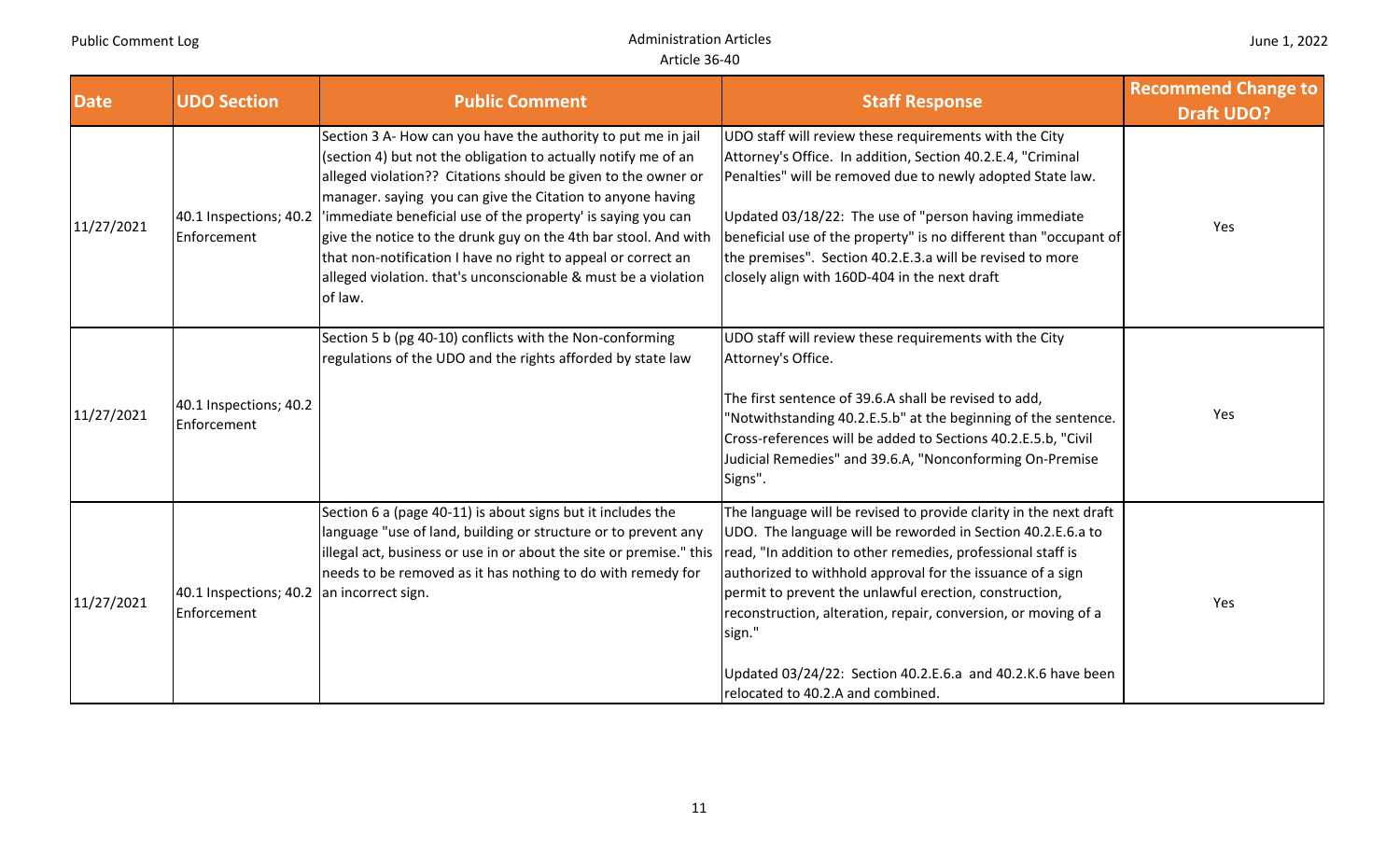| Date | UDO Section | Public Comment | Staff Response | Recommend Change to Draft UDO? |
|---|---|---|---|---|
| 11/27/2021 | 40.1 Inspections; 40.2 Enforcement | Section 3 A- How can you have the authority to put me in jail (section 4) but not the obligation to actually notify me of an alleged violation?? Citations should be given to the owner or manager. saying you can give the Citation to anyone having 'immediate beneficial use of the property' is saying you can give the notice to the drunk guy on the 4th bar stool. And with that non-notification I have no right to appeal or correct an alleged violation. that's unconscionable & must be a violation of law. | UDO staff will review these requirements with the City Attorney's Office. In addition, Section 40.2.E.4, "Criminal Penalties" will be removed due to newly adopted State law.<br><br>Updated 03/18/22: The use of "person having immediate beneficial use of the property" is no different than "occupant of the premises". Section 40.2.E.3.a will be revised to more closely align with 160D-404 in the next draft | Yes |
| 11/27/2021 | 40.1 Inspections; 40.2 Enforcement | Section 5 b (pg 40-10) conflicts with the Non-conforming regulations of the UDO and the rights afforded by state law | UDO staff will review these requirements with the City Attorney's Office.<br><br>The first sentence of 39.6.A shall be revised to add, "Notwithstanding 40.2.E.5.b" at the beginning of the sentence. Cross-references will be added to Sections 40.2.E.5.b, "Civil Judicial Remedies" and 39.6.A, "Nonconforming On-Premise Signs". | Yes |
| 11/27/2021 | 40.1 Inspections; 40.2 Enforcement | Section 6 a (page 40-11) is about signs but it includes the language "use of land, building or structure or to prevent any illegal act, business or use in or about the site or premise." this needs to be removed as it has nothing to do with remedy for an incorrect sign. | The language will be revised to provide clarity in the next draft UDO. The language will be reworded in Section 40.2.E.6.a to read, "In addition to other remedies, professional staff is authorized to withhold approval for the issuance of a sign permit to prevent the unlawful erection, construction, reconstruction, alteration, repair, conversion, or moving of a sign."<br><br>Updated 03/24/22: Section 40.2.E.6.a and 40.2.K.6 have been relocated to 40.2.A and combined. | Yes |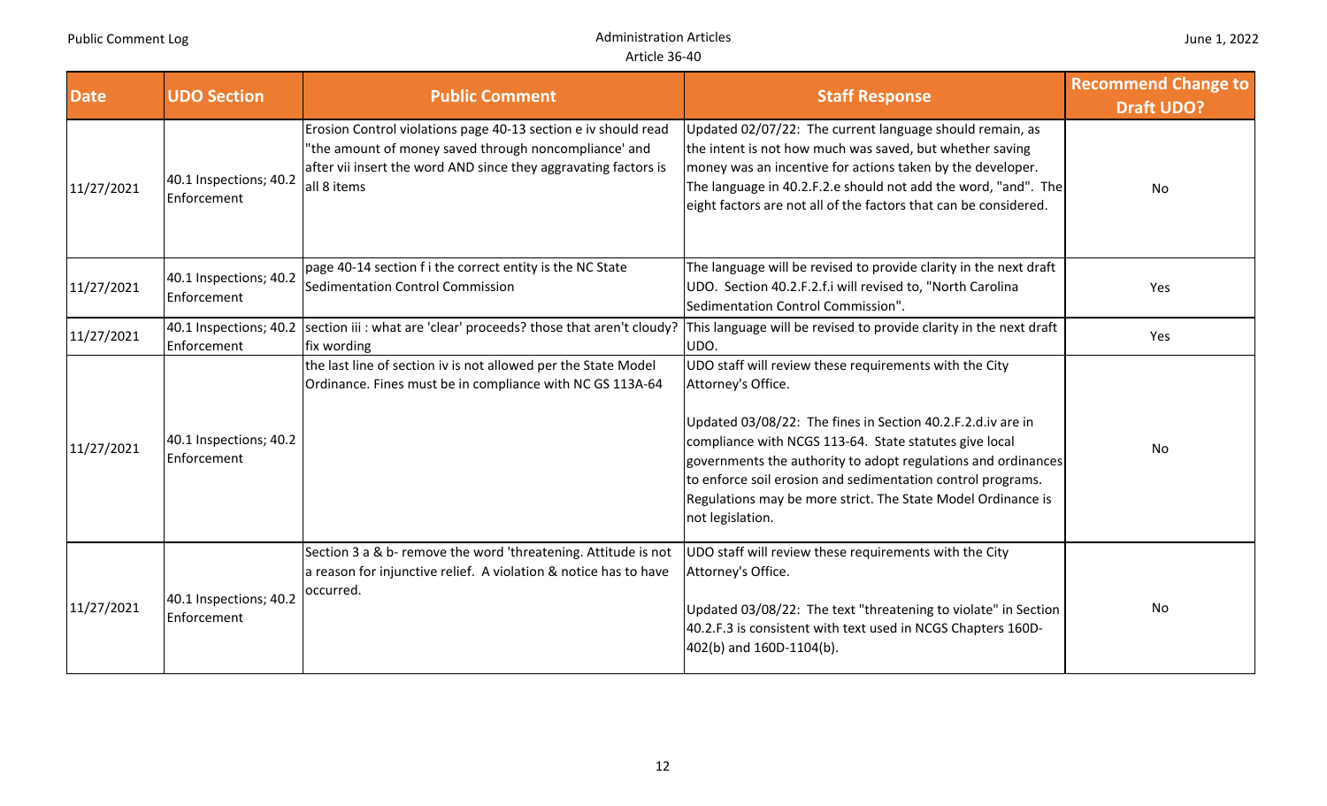| Date | UDO Section | Public Comment | Staff Response | Recommend Change to Draft UDO? |
| --- | --- | --- | --- | --- |
| 11/27/2021 | 40.1 Inspections; 40.2 Enforcement | Erosion Control violations page 40-13 section e iv should read "the amount of money saved through noncompliance' and after vii insert the word AND since they aggravating factors is all 8 items | Updated 02/07/22: The current language should remain, as the intent is not how much was saved, but whether saving money was an incentive for actions taken by the developer. The language in 40.2.F.2.e should not add the word, "and". The eight factors are not all of the factors that can be considered. | No |
| 11/27/2021 | 40.1 Inspections; 40.2 Enforcement | page 40-14 section f i the correct entity is the NC State Sedimentation Control Commission | The language will be revised to provide clarity in the next draft UDO. Section 40.2.F.2.f.i will revised to, "North Carolina Sedimentation Control Commission". | Yes |
| 11/27/2021 | 40.1 Inspections; 40.2 Enforcement | section iii : what are 'clear' proceeds? those that aren't cloudy? fix wording | This language will be revised to provide clarity in the next draft UDO. | Yes |
| 11/27/2021 | 40.1 Inspections; 40.2 Enforcement | the last line of section iv is not allowed per the State Model Ordinance. Fines must be in compliance with NC GS 113A-64 | UDO staff will review these requirements with the City Attorney's Office.<br><br>Updated 03/08/22: The fines in Section 40.2.F.2.d.iv are in compliance with NCGS 113-64. State statutes give local governments the authority to adopt regulations and ordinances to enforce soil erosion and sedimentation control programs. Regulations may be more strict. The State Model Ordinance is not legislation. | No |
| 11/27/2021 | 40.1 Inspections; 40.2 Enforcement | Section 3 a & b- remove the word 'threatening. Attitude is not a reason for injunctive relief. A violation & notice has to have occurred. | UDO staff will review these requirements with the City Attorney's Office.<br><br>Updated 03/08/22: The text "threatening to violate" in Section 40.2.F.3 is consistent with text used in NCGS Chapters 160D-402(b) and 160D-1104(b). | No |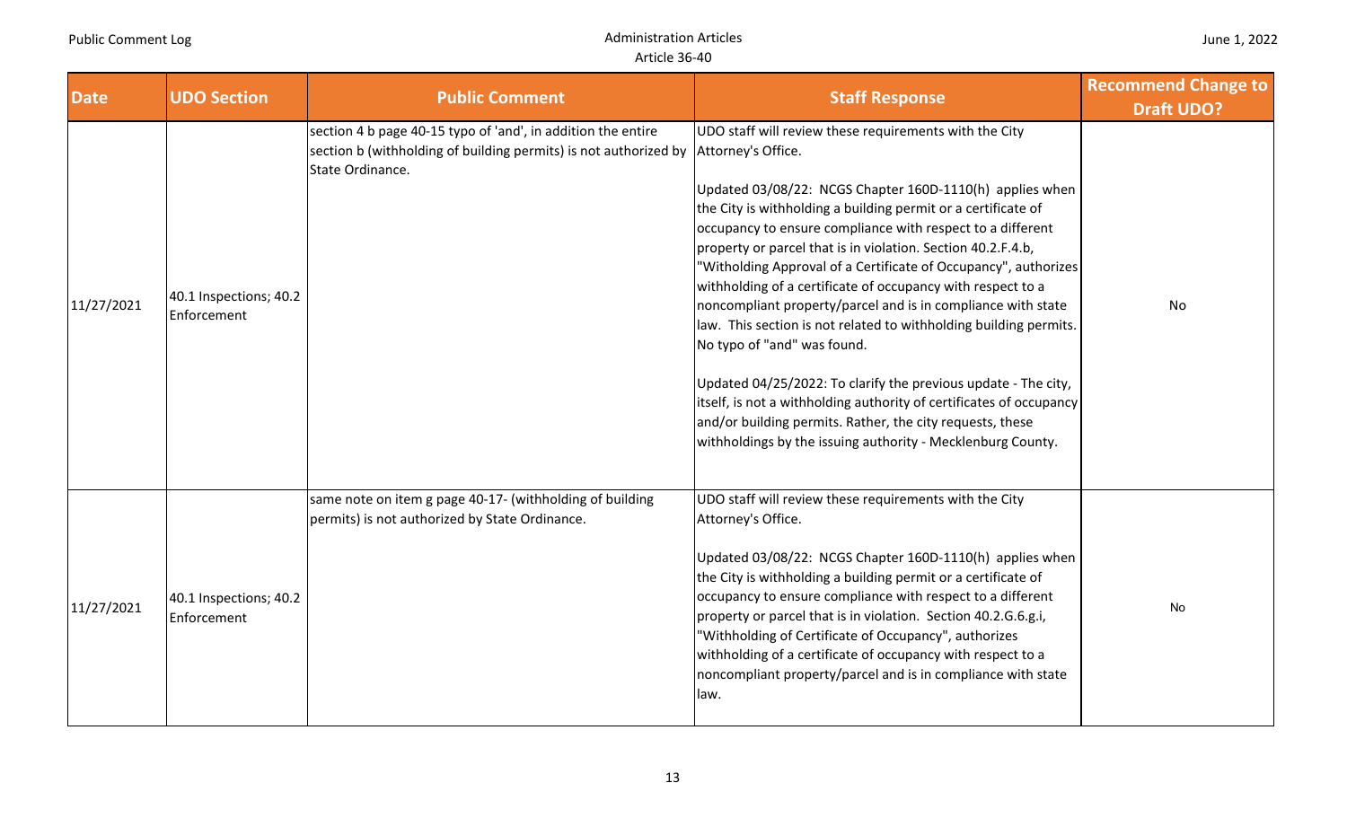| Date | UDO Section | Public Comment | Staff Response | Recommend Change to Draft UDO? |
|---|---|---|---|---|
| 11/27/2021 | 40.1 Inspections; 40.2 Enforcement | section 4 b page 40-15 typo of 'and', in addition the entire section b (withholding of building permits) is not authorized by State Ordinance. | UDO staff will review these requirements with the City Attorney's Office.<br><br>Updated 03/08/22: NCGS Chapter 160D-1110(h) applies when the City is withholding a building permit or a certificate of occupancy to ensure compliance with respect to a different property or parcel that is in violation. Section 40.2.F.4.b, "Witholding Approval of a Certificate of Occupancy", authorizes withholding of a certificate of occupancy with respect to a noncompliant property/parcel and is in compliance with state law. This section is not related to withholding building permits. No typo of "and" was found.<br><br>Updated 04/25/2022: To clarify the previous update - The city, itself, is not a withholding authority of certificates of occupancy and/or building permits. Rather, the city requests, these withholdings by the issuing authority - Mecklenburg County. | No |
| 11/27/2021 | 40.1 Inspections; 40.2 Enforcement | same note on item g page 40-17- (withholding of building permits) is not authorized by State Ordinance. | UDO staff will review these requirements with the City Attorney's Office.<br><br>Updated 03/08/22: NCGS Chapter 160D-1110(h) applies when the City is withholding a building permit or a certificate of occupancy to ensure compliance with respect to a different property or parcel that is in violation. Section 40.2.G.6.g.i, "Withholding of Certificate of Occupancy", authorizes withholding of a certificate of occupancy with respect to a noncompliant property/parcel and is in compliance with state law. | No |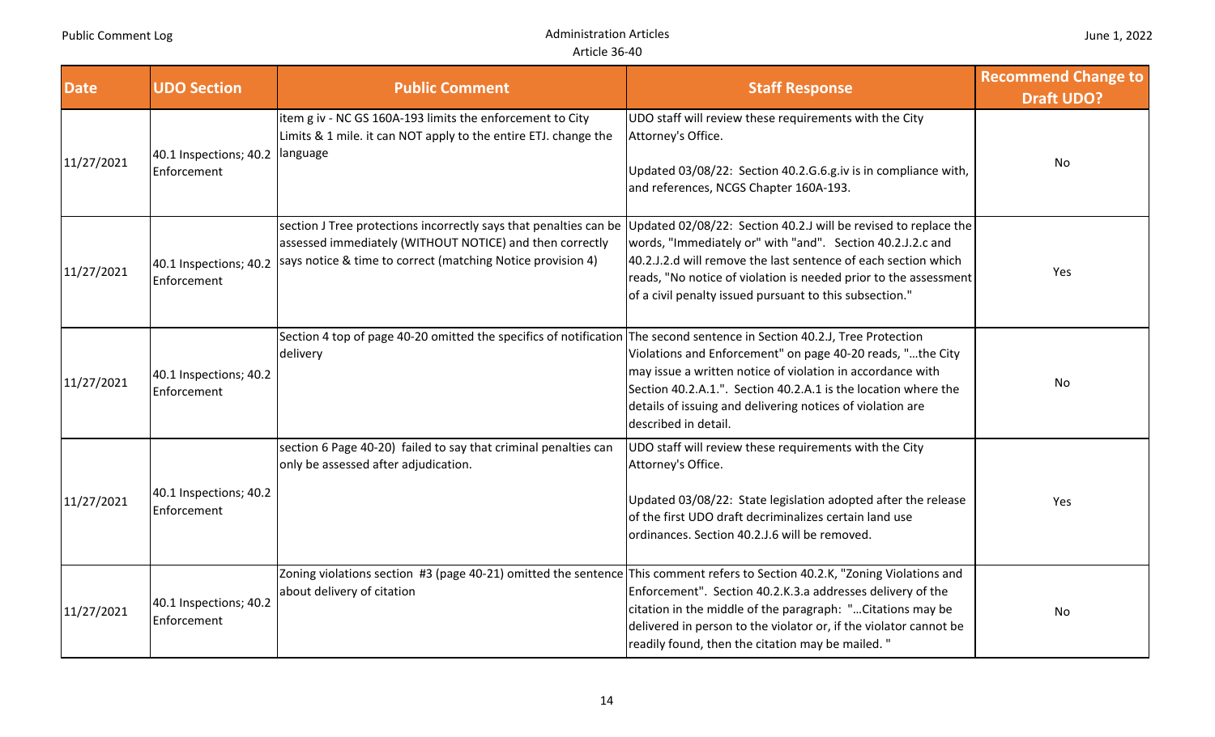| Date | UDO Section | Public Comment | Staff Response | Recommend Change to Draft UDO? |
|---|---|---|---|---|
| 11/27/2021 | 40.1 Inspections; 40.2 Enforcement | item g iv - NC GS 160A-193 limits the enforcement to City Limits & 1 mile. it can NOT apply to the entire ETJ. change the language | UDO staff will review these requirements with the City Attorney's Office.<br><br>Updated 03/08/22: Section 40.2.G.6.g.iv is in compliance with, and references, NCGS Chapter 160A-193. | No |
| 11/27/2021 | 40.1 Inspections; 40.2 Enforcement | section J Tree protections incorrectly says that penalties can be assessed immediately (WITHOUT NOTICE) and then correctly says notice & time to correct (matching Notice provision 4) | Updated 02/08/22: Section 40.2.J will be revised to replace the words, "Immediately or" with "and". Section 40.2.J.2.c and 40.2.J.2.d will remove the last sentence of each section which reads, "No notice of violation is needed prior to the assessment of a civil penalty issued pursuant to this subsection." | Yes |
| 11/27/2021 | 40.1 Inspections; 40.2 Enforcement | Section 4 top of page 40-20 omitted the specifics of notification delivery | The second sentence in Section 40.2.J, Tree Protection Violations and Enforcement" on page 40-20 reads, "...the City may issue a written notice of violation in accordance with Section 40.2.A.1.". Section 40.2.A.1 is the location where the details of issuing and delivering notices of violation are described in detail. | No |
| 11/27/2021 | 40.1 Inspections; 40.2 Enforcement | section 6 Page 40-20) failed to say that criminal penalties can only be assessed after adjudication. | UDO staff will review these requirements with the City Attorney's Office.<br><br>Updated 03/08/22: State legislation adopted after the release of the first UDO draft decriminalizes certain land use ordinances. Section 40.2.J.6 will be removed. | Yes |
| 11/27/2021 | 40.1 Inspections; 40.2 Enforcement | Zoning violations section #3 (page 40-21) omitted the sentence about delivery of citation | This comment refers to Section 40.2.K, "Zoning Violations and Enforcement". Section 40.2.K.3.a addresses delivery of the citation in the middle of the paragraph: "...Citations may be delivered in person to the violator or, if the violator cannot be readily found, then the citation may be mailed. " | No |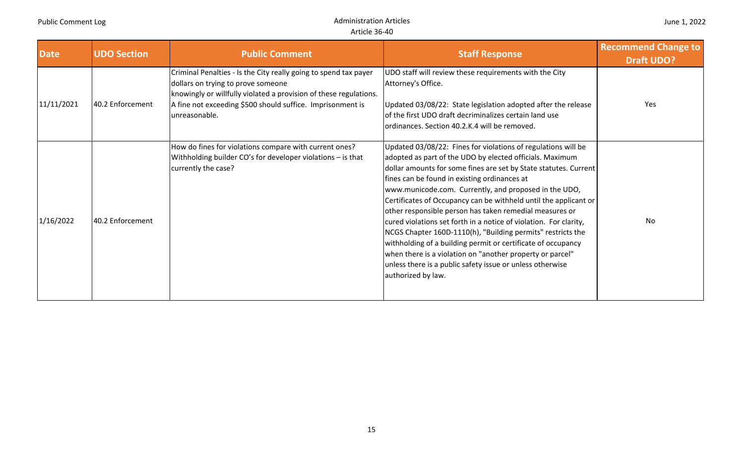| Date | UDO Section | Public Comment | Staff Response | Recommend Change to Draft UDO? |
|---|---|---|---|---|
| 11/11/2021 | 40.2 Enforcement | Criminal Penalties - Is the City really going to spend tax payer dollars on trying to prove someone knowingly or willfully violated a provision of these regulations. A fine not exceeding $500 should suffice. Imprisonment is unreasonable. | UDO staff will review these requirements with the City Attorney's Office.<br><br>Updated 03/08/22: State legislation adopted after the release of the first UDO draft decriminalizes certain land use ordinances. Section 40.2.K.4 will be removed. | Yes |
| 1/16/2022 | 40.2 Enforcement | How do fines for violations compare with current ones? Withholding builder CO's for developer violations – is that currently the case? | Updated 03/08/22: Fines for violations of regulations will be adopted as part of the UDO by elected officials. Maximum dollar amounts for some fines are set by State statutes. Current fines can be found in existing ordinances at www.municode.com. Currently, and proposed in the UDO, Certificates of Occupancy can be withheld until the applicant or other responsible person has taken remedial measures or cured violations set forth in a notice of violation. For clarity, NCGS Chapter 160D-1110(h), "Building permits" restricts the withholding of a building permit or certificate of occupancy when there is a violation on "another property or parcel" unless there is a public safety issue or unless otherwise authorized by law. | No |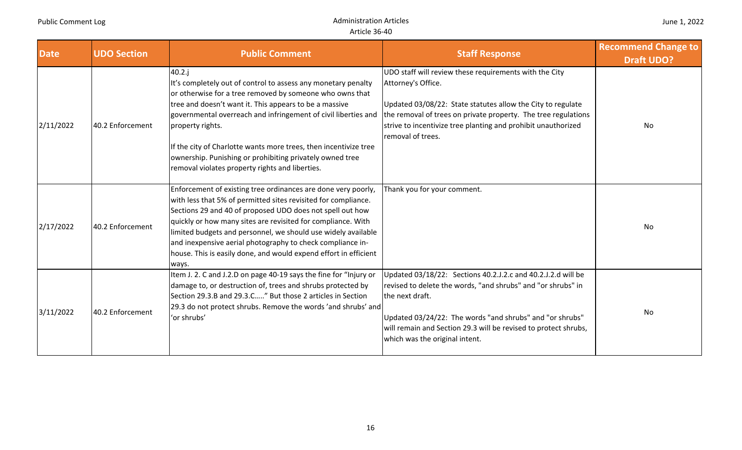| Date | UDO Section | Public Comment | Staff Response | Recommend Change to Draft UDO? |
|---|---|---|---|---|
| 2/11/2022 | 40.2 Enforcement | 40.2.j<br>It's completely out of control to assess any monetary penalty or otherwise for a tree removed by someone who owns that tree and doesn't want it. This appears to be a massive governmental overreach and infringement of civil liberties and property rights.<br><br>If the city of Charlotte wants more trees, then incentivize tree ownership. Punishing or prohibiting privately owned tree removal violates property rights and liberties. | UDO staff will review these requirements with the City Attorney's Office.<br><br>Updated 03/08/22: State statutes allow the City to regulate the removal of trees on private property. The tree regulations strive to incentivize tree planting and prohibit unauthorized removal of trees. | No |
| 2/17/2022 | 40.2 Enforcement | Enforcement of existing tree ordinances are done very poorly, with less that 5% of permitted sites revisited for compliance. Sections 29 and 40 of proposed UDO does not spell out how quickly or how many sites are revisited for compliance. With limited budgets and personnel, we should use widely available and inexpensive aerial photography to check compliance in-house. This is easily done, and would expend effort in efficient ways. | Thank you for your comment. | No |
| 3/11/2022 | 40.2 Enforcement | Item J. 2. C and J.2.D on page 40-19 says the fine for "Injury or damage to, or destruction of, trees and shrubs protected by Section 29.3.B and 29.3.C....." But those 2 articles in Section 29.3 do not protect shrubs. Remove the words 'and shrubs' and 'or shrubs' | Updated 03/18/22: Sections 40.2.J.2.c and 40.2.J.2.d will be revised to delete the words, "and shrubs" and "or shrubs" in the next draft.<br><br>Updated 03/24/22: The words "and shrubs" and "or shrubs" will remain and Section 29.3 will be revised to protect shrubs, which was the original intent. | No |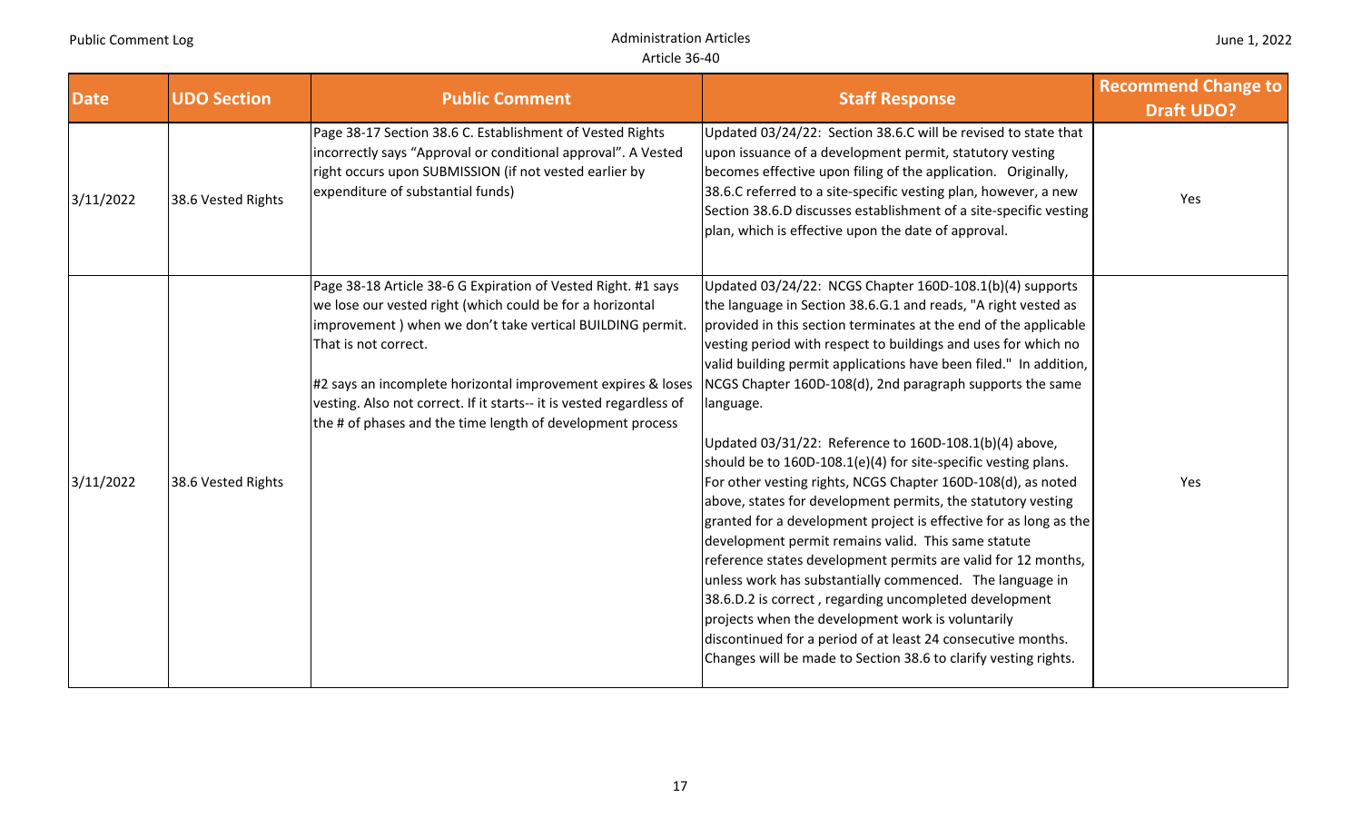| Date | UDO Section | Public Comment | Staff Response | Recommend Change to Draft UDO? |
|---|---|---|---|---|
| 3/11/2022 | 38.6 Vested Rights | Page 38-17 Section 38.6 C. Establishment of Vested Rights incorrectly says "Approval or conditional approval". A Vested right occurs upon SUBMISSION (if not vested earlier by expenditure of substantial funds) | Updated 03/24/22: Section 38.6.C will be revised to state that upon issuance of a development permit, statutory vesting becomes effective upon filing of the application. Originally, 38.6.C referred to a site-specific vesting plan, however, a new Section 38.6.D discusses establishment of a site-specific vesting plan, which is effective upon the date of approval. | Yes |
| 3/11/2022 | 38.6 Vested Rights | Page 38-18 Article 38-6 G Expiration of Vested Right. #1 says we lose our vested right (which could be for a horizontal improvement ) when we don't take vertical BUILDING permit. That is not correct.<br><br>#2 says an incomplete horizontal improvement expires & loses vesting. Also not correct. If it starts-- it is vested regardless of the # of phases and the time length of development process | Updated 03/24/22: NCGS Chapter 160D-108.1(b)(4) supports the language in Section 38.6.G.1 and reads, "A right vested as provided in this section terminates at the end of the applicable vesting period with respect to buildings and uses for which no valid building permit applications have been filed." In addition, NCGS Chapter 160D-108(d), 2nd paragraph supports the same language.<br><br>Updated 03/31/22: Reference to 160D-108.1(b)(4) above, should be to 160D-108.1(e)(4) for site-specific vesting plans. For other vesting rights, NCGS Chapter 160D-108(d), as noted above, states for development permits, the statutory vesting granted for a development project is effective for as long as the development permit remains valid. This same statute reference states development permits are valid for 12 months, unless work has substantially commenced. The language in 38.6.D.2 is correct , regarding uncompleted development projects when the development work is voluntarily discontinued for a period of at least 24 consecutive months. Changes will be made to Section 38.6 to clarify vesting rights. | Yes |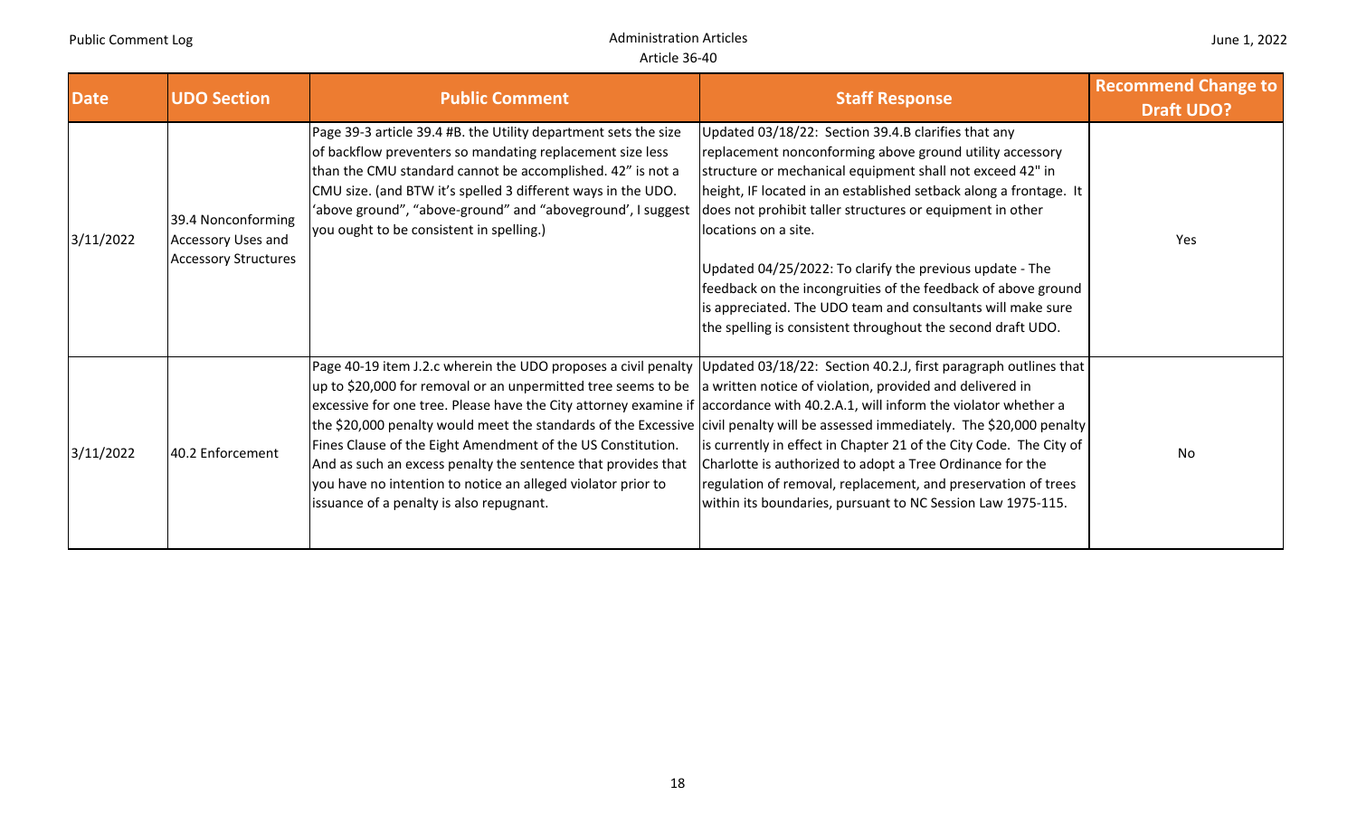| Date | UDO Section | Public Comment | Staff Response | Recommend Change to Draft UDO? |
|---|---|---|---|---|
| 3/11/2022 | 39.4 Nonconforming Accessory Uses and Accessory Structures | Page 39-3 article 39.4 #B. the Utility department sets the size of backflow preventers so mandating replacement size less than the CMU standard cannot be accomplished. 42" is not a CMU size. (and BTW it's spelled 3 different ways in the UDO. 'above ground", "above-ground" and "aboveground', I suggest you ought to be consistent in spelling.) | Updated 03/18/22: Section 39.4.B clarifies that any replacement nonconforming above ground utility accessory structure or mechanical equipment shall not exceed 42" in height, IF located in an established setback along a frontage. It does not prohibit taller structures or equipment in other locations on a site.<br><br>Updated 04/25/2022: To clarify the previous update - The feedback on the incongruities of the feedback of above ground is appreciated. The UDO team and consultants will make sure the spelling is consistent throughout the second draft UDO. | Yes |
| 3/11/2022 | 40.2 Enforcement | Page 40-19 item J.2.c wherein the UDO proposes a civil penalty up to $20,000 for removal or an unpermitted tree seems to be excessive for one tree. Please have the City attorney examine if the $20,000 penalty would meet the standards of the Excessive Fines Clause of the Eight Amendment of the US Constitution. And as such an excess penalty the sentence that provides that you have no intention to notice an alleged violator prior to issuance of a penalty is also repugnant. | Updated 03/18/22: Section 40.2.J, first paragraph outlines that a written notice of violation, provided and delivered in accordance with 40.2.A.1, will inform the violator whether a civil penalty will be assessed immediately. The $20,000 penalty is currently in effect in Chapter 21 of the City Code. The City of Charlotte is authorized to adopt a Tree Ordinance for the regulation of removal, replacement, and preservation of trees within its boundaries, pursuant to NC Session Law 1975-115. | No |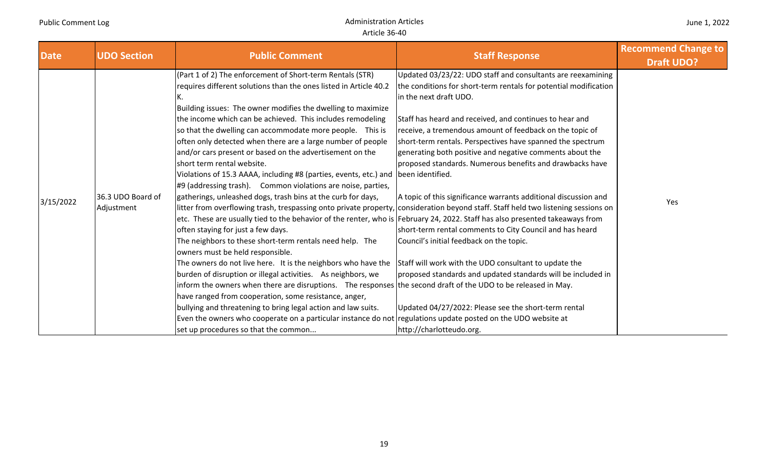| Date | UDO Section | Public Comment | Staff Response | Recommend Change to Draft UDO? |
|---|---|---|---|---|
| 3/15/2022 | 36.3 UDO Board of Adjustment | (Part 1 of 2) The enforcement of Short-term Rentals (STR) requires different solutions than the ones listed in Article 40.2 K.<br>Building issues: The owner modifies the dwelling to maximize the income which can be achieved. This includes remodeling so that the dwelling can accommodate more people. This is often only detected when there are a large number of people and/or cars present or based on the advertisement on the short term rental website.<br>Violations of 15.3 AAAA, including #8 (parties, events, etc.) and #9 (addressing trash). Common violations are noise, parties, gatherings, unleashed dogs, trash bins at the curb for days, litter from overflowing trash, trespassing onto private property, etc. These are usually tied to the behavior of the renter, who is often staying for just a few days.<br>The neighbors to these short-term rentals need help. The owners must be held responsible.<br>The owners do not live here. It is the neighbors who have the burden of disruption or illegal activities. As neighbors, we inform the owners when there are disruptions. The responses have ranged from cooperation, some resistance, anger, bullying and threatening to bring legal action and law suits. Even the owners who cooperate on a particular instance do not set up procedures so that the common... | Updated 03/23/22: UDO staff and consultants are reexamining the conditions for short-term rentals for potential modification in the next draft UDO.<br><br>Staff has heard and received, and continues to hear and receive, a tremendous amount of feedback on the topic of short-term rentals. Perspectives have spanned the spectrum generating both positive and negative comments about the proposed standards. Numerous benefits and drawbacks have been identified.<br><br>A topic of this significance warrants additional discussion and consideration beyond staff. Staff held two listening sessions on February 24, 2022. Staff has also presented takeaways from short-term rental comments to City Council and has heard Council's initial feedback on the topic.<br><br>Staff will work with the UDO consultant to update the proposed standards and updated standards will be included in the second draft of the UDO to be released in May.<br><br>Updated 04/27/2022: Please see the short-term rental regulations update posted on the UDO website at http://charlotteudo.org. | Yes |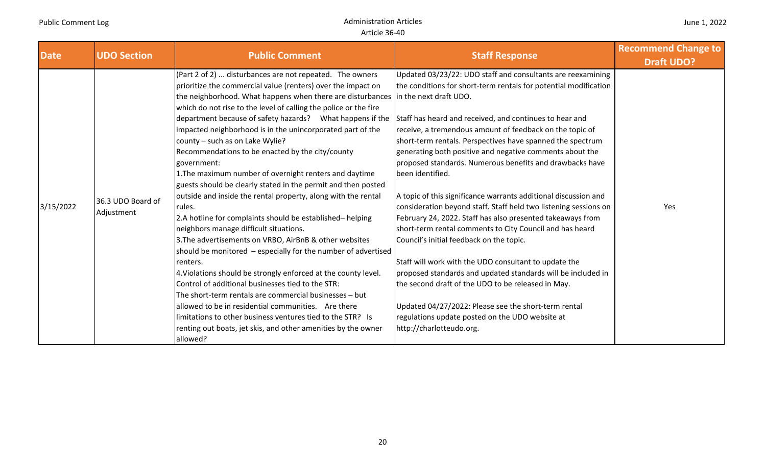| Date | UDO Section | Public Comment | Staff Response | Recommend Change to Draft UDO? |
|---|---|---|---|---|
| 3/15/2022 | 36.3 UDO Board of Adjustment | (Part 2 of 2) ... disturbances are not repeated. The owners prioritize the commercial value (renters) over the impact on the neighborhood. What happens when there are disturbances which do not rise to the level of calling the police or the fire department because of safety hazards? What happens if the impacted neighborhood is in the unincorporated part of the county – such as on Lake Wylie?<br>Recommendations to be enacted by the city/county government:<br>1.The maximum number of overnight renters and daytime guests should be clearly stated in the permit and then posted outside and inside the rental property, along with the rental rules.<br>2.A hotline for complaints should be established– helping neighbors manage difficult situations.<br>3.The advertisements on VRBO, AirBnB & other websites should be monitored – especially for the number of advertised renters.<br>4.Violations should be strongly enforced at the county level.<br>Control of additional businesses tied to the STR:<br>The short-term rentals are commercial businesses – but allowed to be in residential communities. Are there limitations to other business ventures tied to the STR? Is renting out boats, jet skis, and other amenities by the owner allowed? | Updated 03/23/22: UDO staff and consultants are reexamining the conditions for short-term rentals for potential modification in the next draft UDO.<br><br>Staff has heard and received, and continues to hear and receive, a tremendous amount of feedback on the topic of short-term rentals. Perspectives have spanned the spectrum generating both positive and negative comments about the proposed standards. Numerous benefits and drawbacks have been identified.<br><br>A topic of this significance warrants additional discussion and consideration beyond staff. Staff held two listening sessions on February 24, 2022. Staff has also presented takeaways from short-term rental comments to City Council and has heard Council's initial feedback on the topic.<br><br>Staff will work with the UDO consultant to update the proposed standards and updated standards will be included in the second draft of the UDO to be released in May.<br><br>Updated 04/27/2022: Please see the short-term rental regulations update posted on the UDO website at http://charlotteudo.org. | Yes |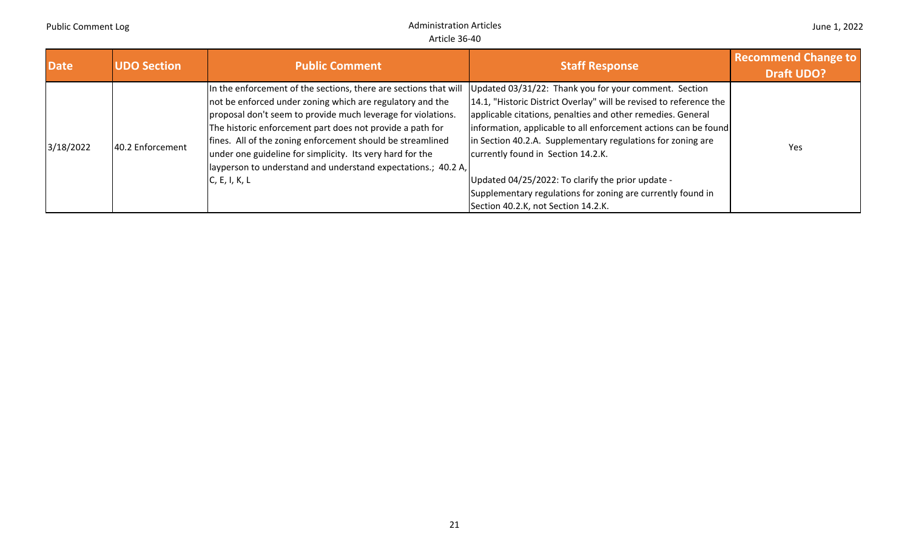| Date | UDO Section | Public Comment | Staff Response | Recommend Change to Draft UDO? |
|---|---|---|---|---|
| 3/18/2022 | 40.2 Enforcement | In the enforcement of the sections, there are sections that will not be enforced under zoning which are regulatory and the proposal don't seem to provide much leverage for violations. The historic enforcement part does not provide a path for fines. All of the zoning enforcement should be streamlined under one guideline for simplicity. Its very hard for the layperson to understand and understand expectations.; 40.2 A, C, E, I, K, L | Updated 03/31/22: Thank you for your comment. Section 14.1, "Historic District Overlay" will be revised to reference the applicable citations, penalties and other remedies. General information, applicable to all enforcement actions can be found in Section 40.2.A. Supplementary regulations for zoning are currently found in Section 14.2.K.<br><br>Updated 04/25/2022: To clarify the prior update - Supplementary regulations for zoning are currently found in Section 40.2.K, not Section 14.2.K. | Yes |